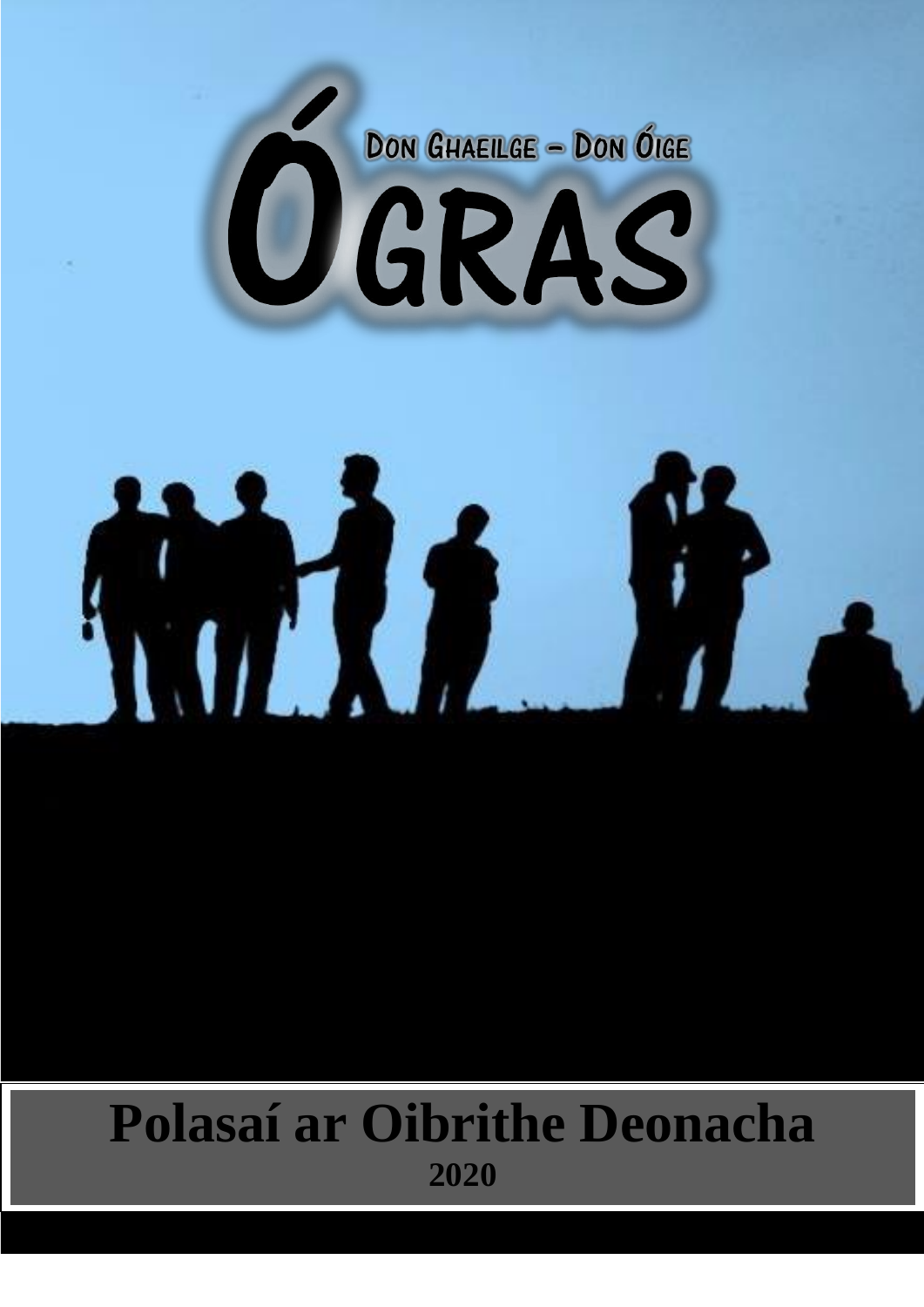# ÓGRAS

DON GHAEILGE – DON ÓIGE

# Polasaí ar Oibrithe Deonacha

**2020**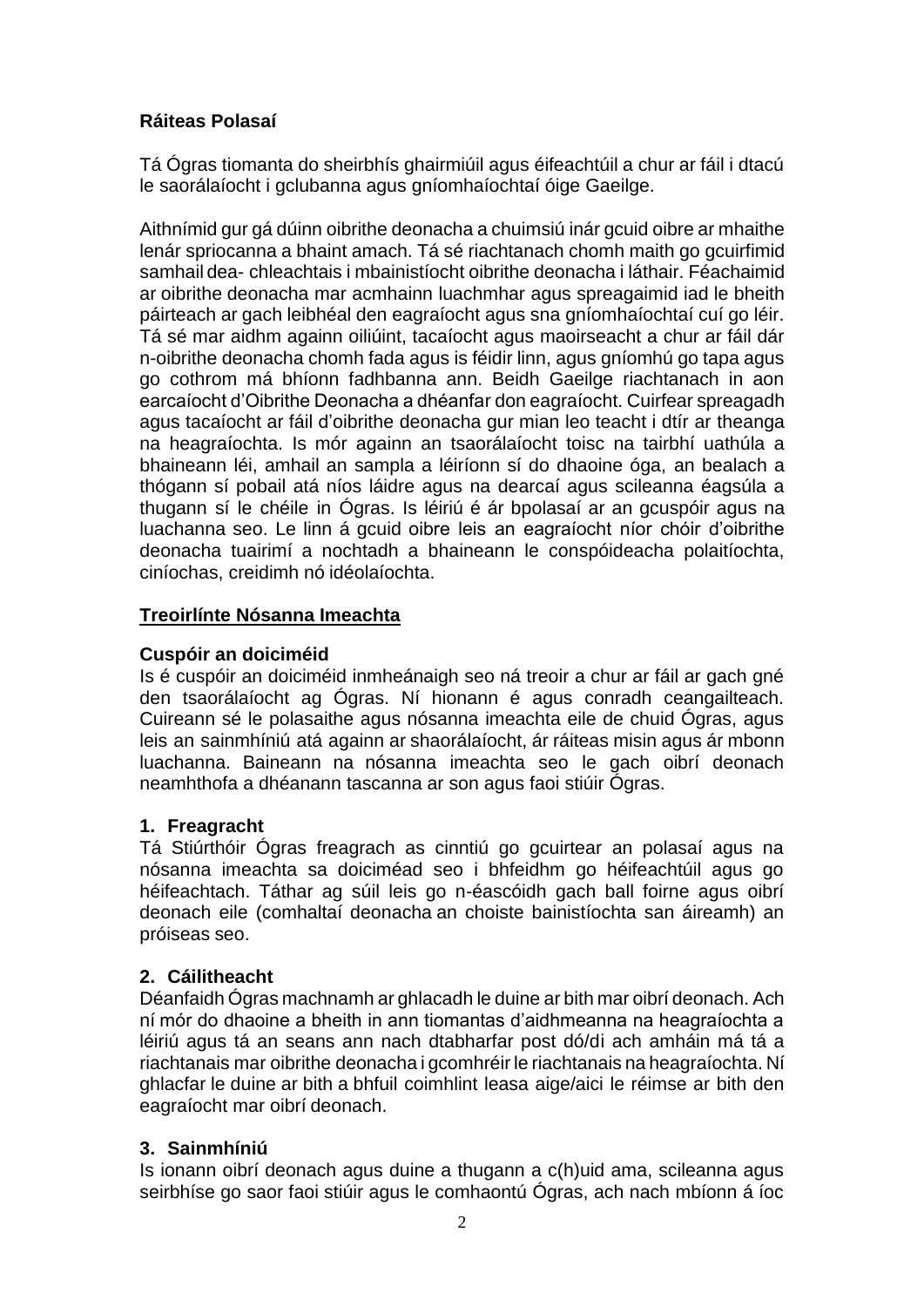**Ráiteas Polasaí**

Tá Ógras tiomanta do sheirbhís ghairmiúil agus éifeachtúil a chur ar fáil i dtacú le saorálaíocht i gclubanna agus gníomhaíochtaí óige Gaeilge.

Aithnímid gur gá dúinn oibrithe deonacha a chuimsiú inár gcuid oibre ar mhaithe lenár spriocanna a bhaint amach. Tá sé riachtanach chomh maith go gcuirfimid samhail dea- chleachtais i mbainistíocht oibrithe deonacha i láthair. Féachaimid ar oibrithe deonacha mar acmhainn luachmhar agus spreagaimid iad le bheith páirteach ar gach leibhéal den eagraíocht agus sna gníomhaíochtaí cuí go léir. Tá sé mar aidhm againn oiliúint, tacaíocht agus maoirseacht a chur ar fáil dár n-oibrithe deonacha chomh fada agus is féidir linn, agus gníomhú go tapa agus go cothrom má bhíonn fadhbanna ann. Beidh Gaeilge riachtanach in aon earcaíocht d'Oibrithe Deonacha a dhéanfar don eagraíocht. Cuirfear spreagadh agus tacaíocht ar fáil d'oibrithe deonacha gur mian leo teacht i dtír ar theanga na heagraíochta. Is mór againn an tsaorálaíocht toisc na tairbhí uathúla a bhaineann léi, amhail an sampla a léiríonn sí do dhaoine óga, an bealach a thógann sí pobail atá níos láidre agus na dearcaí agus scileanna éagsúla a thugann sí le chéile in Ógras. Is léiriú é ár bpolasaí ar an gcuspóir agus na luachanna seo. Le linn á gcuid oibre leis an eagraíocht níor chóir d'oibrithe deonacha tuairimí a nochtadh a bhaineann le conspóideacha polaitíochta, ciníochas, creidimh nó idéolaíochta.

**<u>Treoirlínte Nósanna Imeachta</u>**

**Cuspóir an doiciméid**

Is é cuspóir an doiciméid inmheánaigh seo ná treoir a chur ar fáil ar gach gné den tsaorálaíocht ag Ógras. Ní hionann é agus conradh ceangailteach. Cuireann sé le polasaithe agus nósanna imeachta eile de chuid Ógras, agus leis an sainmhíniú atá againn ar shaorálaíocht, ár ráiteas misin agus ár mbonn luachanna. Baineann na nósanna imeachta seo le gach oibrí deonach neamhthofa a dhéanann tascanna ar son agus faoi stiúir Ógras.

**1. Freagracht**

Tá Stiúrthóir Ógras freagrach as cinntiú go gcuirtear an polasaí agus na nósanna imeachta sa doiciméad seo i bhfeidhm go héifeachtúil agus go héifeachtach. Táthar ag súil leis go n-éascóidh gach ball foirne agus oibrí deonach eile (comhaltaí deonacha an choiste bainistíochta san áireamh) an próiseas seo.

**2. Cáilitheacht**

Déanfaidh Ógras machnamh ar ghlacadh le duine ar bith mar oibrí deonach. Ach ní mór do dhaoine a bheith in ann tiomantas d'aidhmeanna na heagraíochta a léiriú agus tá an seans ann nach dtabharfar post dó/di ach amháin má tá a riachtanais mar oibrithe deonacha i gcomhréir le riachtanais na heagraíochta. Ní ghlacfar le duine ar bith a bhfuil coimhlint leasa aige/aici le réimse ar bith den eagraíocht mar oibrí deonach.

**3. Sainmhíniú**

Is ionann oibrí deonach agus duine a thugann a c(h)uid ama, scileanna agus seirbhíse go saor faoi stiúir agus le comhaontú Ógras, ach nach mbíonn á íoc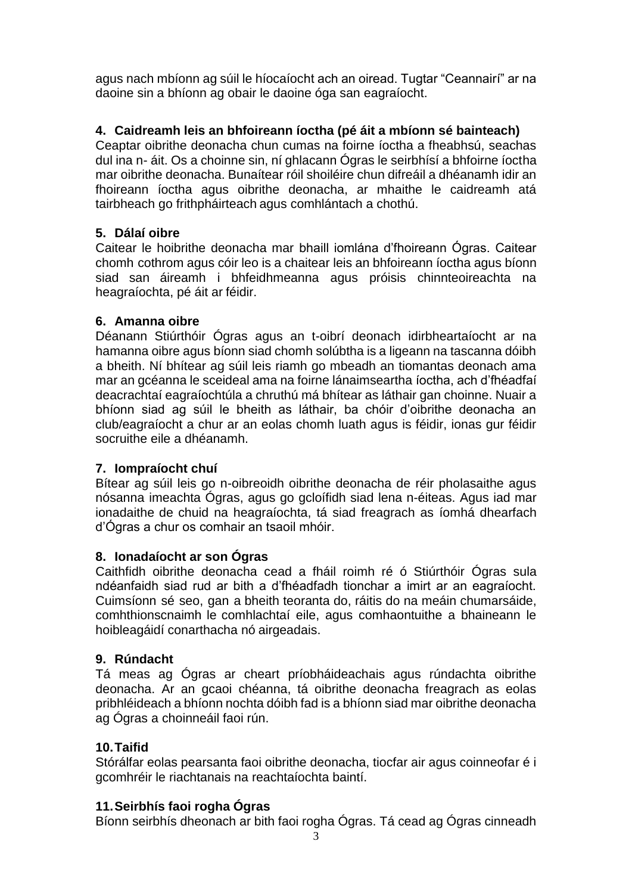agus nach mbíonn ag súil le híocaíocht ach an oiread. Tugtar "Ceannairí" ar na daoine sin a bhíonn ag obair le daoine óga san eagraíocht.

### 4. Caidreamh leis an bhfoireann íoctha (pé áit a mbíonn sé bainteach)

Ceaptar oibrithe deonacha chun cumas na foirne íoctha a fheabhsú, seachas dul ina n- áit. Os a choinne sin, ní ghlacann Ógras le seirbhísí a bhfoirne íoctha mar oibrithe deonacha. Bunaítear róil shoiléire chun difreáil a dhéanamh idir an fhoireann íoctha agus oibrithe deonacha, ar mhaithe le caidreamh atá tairbheach go frithpháirteach agus comhlántach a chothú.

### 5. Dálaí oibre

Caitear le hoibrithe deonacha mar bhaill iomlána d'fhoireann Ógras. Caitear chomh cothrom agus cóir leo is a chaitear leis an bhfoireann íoctha agus bíonn siad san áireamh i bhfeidhmeanna agus próisis chinnteoireachta na heagraíochta, pé áit ar féidir.

### 6. Amanna oibre

Déanann Stiúrthóir Ógras agus an t-oibrí deonach idirbheartaíocht ar na hamanna oibre agus bíonn siad chomh solúbtha is a ligeann na tascanna dóibh a bheith. Ní bhítear ag súil leis riamh go mbeadh an tiomantas deonach ama mar an gcéanna le sceideal ama na foirne lánaimseartha íoctha, ach d'fhéadfaí deacrachtaí eagraíochtúla a chruthú má bhítear as láthair gan choinne. Nuair a bhíonn siad ag súil le bheith as láthair, ba chóir d'oibrithe deonacha an club/eagraíocht a chur ar an eolas chomh luath agus is féidir, ionas gur féidir socruithe eile a dhéanamh.

### 7. Iompraíocht chuí

Bítear ag súil leis go n-oibreoidh oibrithe deonacha de réir pholasaithe agus nósanna imeachta Ógras, agus go gcloífidh siad lena n-éiteas. Agus iad mar ionadaithe de chuid na heagraíochta, tá siad freagrach as íomhá dhearfach d'Ógras a chur os comhair an tsaoil mhóir.

### 8. Ionadaíocht ar son Ógras

Caithfidh oibrithe deonacha cead a fháil roimh ré ó Stiúrthóir Ógras sula ndéanfaidh siad rud ar bith a d'fhéadfadh tionchar a imirt ar an eagraíocht. Cuimsíonn sé seo, gan a bheith teoranta do, ráitis do na meáin chumarsáide, comhthionscnaimh le comhlachtaí eile, agus comhaontuithe a bhaineann le hoibleagáidí conarthacha nó airgeadais.

### 9. Rúndacht

Tá meas ag Ógras ar cheart príobháideachais agus rúndachta oibrithe deonacha. Ar an gcaoi chéanna, tá oibrithe deonacha freagrach as eolas pribhléideach a bhíonn nochta dóibh fad is a bhíonn siad mar oibrithe deonacha ag Ógras a choinneáil faoi rún.

### 10. Taifid

Stórálfar eolas pearsanta faoi oibrithe deonacha, tiocfar air agus coinneofar é i gcomhréir le riachtanais na reachtaíochta baintí.

### 11. Seirbhís faoi rogha Ógras

Bíonn seirbhís dheonach ar bith faoi rogha Ógras. Tá cead ag Ógras cinneadh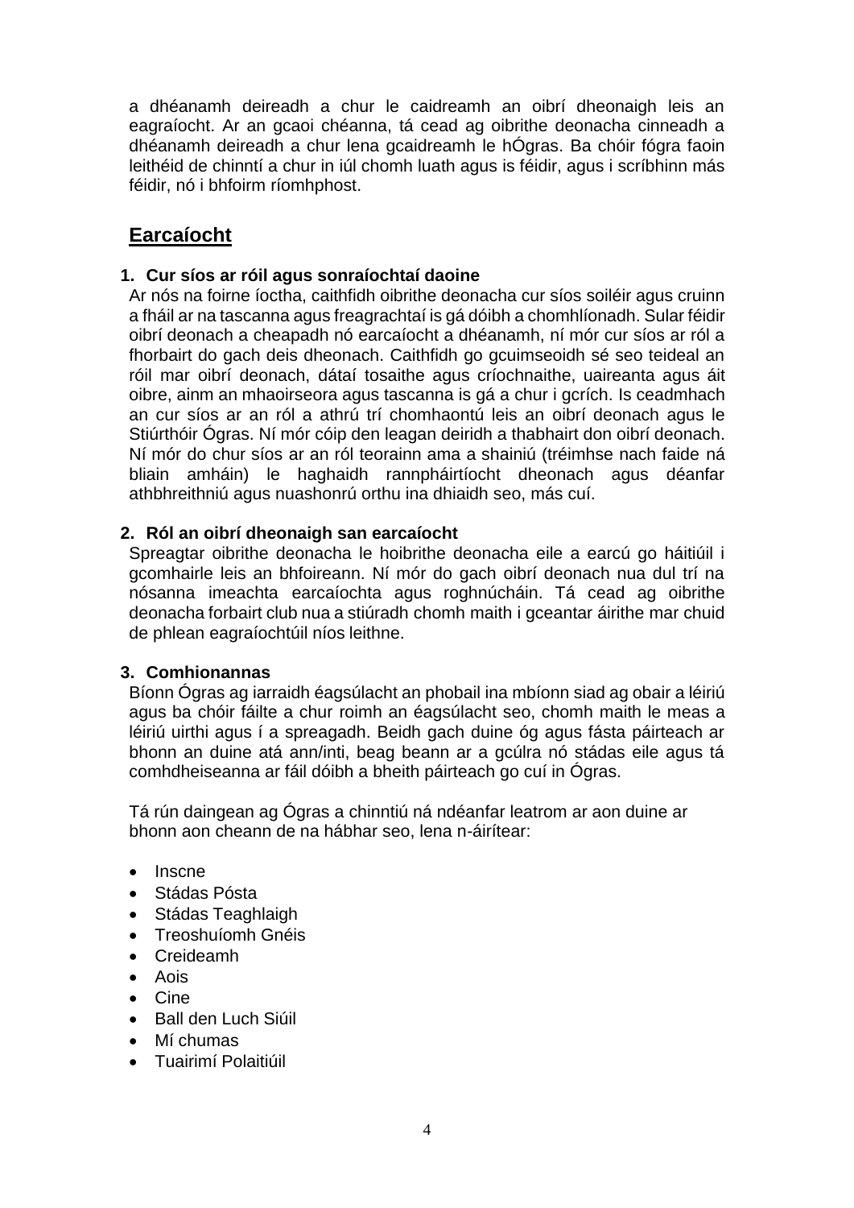a dhéanamh deireadh a chur le caidreamh an oibrí dheonaigh leis an eagraíocht. Ar an gcaoi chéanna, tá cead ag oibrithe deonacha cinneadh a dhéanamh deireadh a chur lena gcaidreamh le hÓgras. Ba chóir fógra faoin leithéid de chinntí a chur in iúl chomh luath agus is féidir, agus i scríbhinn más féidir, nó i bhfoirm ríomhphost.

## Earcaíocht

**1. Cur síos ar róil agus sonraíochtaí daoine**

Ar nós na foirne íoctha, caithfidh oibrithe deonacha cur síos soiléir agus cruinn a fháil ar na tascanna agus freagrachtaí is gá dóibh a chomhlíonadh. Sular féidir oibrí deonach a cheapadh nó earcaíocht a dhéanamh, ní mór cur síos ar ról a fhorbairt do gach deis dheonach. Caithfidh go gcuimseoidh sé seo teideal an róil mar oibrí deonach, dátaí tosaithe agus críochnaithe, uaireanta agus áit oibre, ainm an mhaoirseora agus tascanna is gá a chur i gcrích. Is ceadmhach an cur síos ar an ról a athrú trí chomhaontú leis an oibrí deonach agus le Stiúrthóir Ógras. Ní mór cóip den leagan deiridh a thabhairt don oibrí deonach. Ní mór do chur síos ar an ról teorainn ama a shainiú (tréimhse nach faide ná bliain amháin) le haghaidh rannpháirtíocht dheonach agus déanfar athbhreithniú agus nuashonrú orthu ina dhiaidh seo, más cuí.

**2. Ról an oibrí dheonaigh san earcaíocht**

Spreagtar oibrithe deonacha le hoibrithe deonacha eile a earcú go háitiúil i gcomhairle leis an bhfoireann. Ní mór do gach oibrí deonach nua dul trí na nósanna imeachta earcaíochta agus roghnúcháin. Tá cead ag oibrithe deonacha forbairt club nua a stiúradh chomh maith i gceantar áirithe mar chuid de phlean eagraíochtúil níos leithne.

**3. Comhionannas**

Bíonn Ógras ag iarraidh éagsúlacht an phobail ina mbíonn siad ag obair a léiriú agus ba chóir fáilte a chur roimh an éagsúlacht seo, chomh maith le meas a léiriú uirthi agus í a spreagadh. Beidh gach duine óg agus fásta páirteach ar bhonn an duine atá ann/inti, beag beann ar a gcúlra nó stádas eile agus tá comhdheiseanna ar fáil dóibh a bheith páirteach go cuí in Ógras.

Tá rún daingean ag Ógras a chinntiú ná ndéanfar leatrom ar aon duine ar bhonn aon cheann de na hábhar seo, lena n-áirítear:

- Inscne
- Stádas Pósta
- Stádas Teaghlaigh
- Treoshuíomh Gnéis
- Creideamh
- Aois
- Cine
- Ball den Luch Siúil
- Mí chumas
- Tuairimí Polaitiúil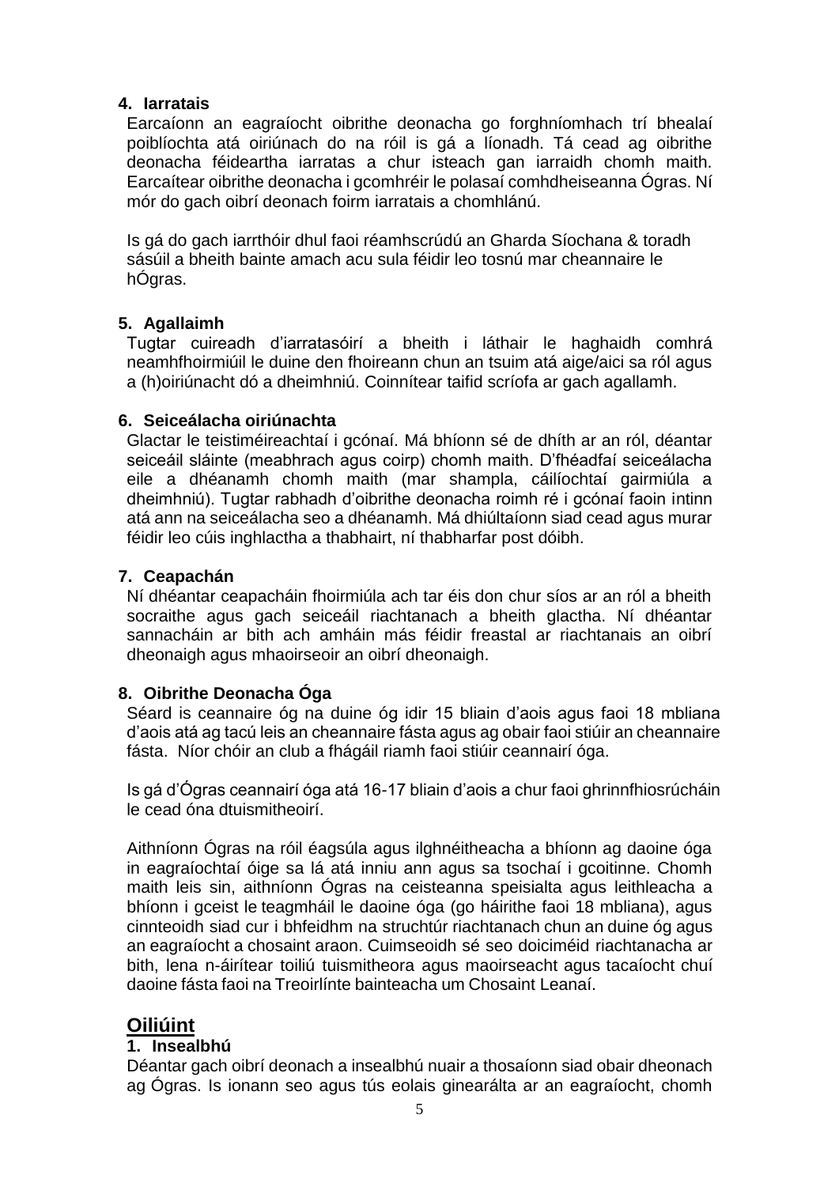### 4. Iarratais

Earcaíonn an eagraíocht oibrithe deonacha go forghníomhach trí bhealaí poiblíochta atá oiriúnach do na róil is gá a líonadh. Tá cead ag oibrithe deonacha féideartha iarratas a chur isteach gan iarraidh chomh maith. Earcaítear oibrithe deonacha i gcomhréir le polasaí comhdheiseanna Ógras. Ní mór do gach oibrí deonach foirm iarratais a chomhlánú.

Is gá do gach iarrthóir dhul faoi réamhscrúdú an Gharda Síochana & toradh sásúil a bheith bainte amach acu sula féidir leo tosnú mar cheannaire le hÓgras.

### 5. Agallaimh

Tugtar cuireadh d'iarratasóirí a bheith i láthair le haghaidh comhrá neamhfhoirmiúil le duine den fhoireann chun an tsuim atá aige/aici sa ról agus a (h)oiriúnacht dó a dheimhniú. Coinnítear taifid scríofa ar gach agallamh.

### 6. Seiceálacha oiriúnachta

Glactar le teistiméireachtaí i gcónaí. Má bhíonn sé de dhíth ar an ról, déantar seiceáil sláinte (meabhrach agus coirp) chomh maith. D'fhéadfaí seiceálacha eile a dhéanamh chomh maith (mar shampla, cáilíochtaí gairmiúla a dheimhniú). Tugtar rabhadh d'oibrithe deonacha roimh ré i gcónaí faoin intinn atá ann na seiceálacha seo a dhéanamh. Má dhiúltaíonn siad cead agus murar féidir leo cúis inghlactha a thabhairt, ní thabharfar post dóibh.

### 7. Ceapachán

Ní dhéantar ceapacháin fhoirmiúla ach tar éis don chur síos ar an ról a bheith socraithe agus gach seiceáil riachtanach a bheith glactha. Ní dhéantar sannacháin ar bith ach amháin más féidir freastal ar riachtanais an oibrí dheonaigh agus mhaoirseoir an oibrí dheonaigh.

### 8. Oibrithe Deonacha Óga

Séard is ceannaire óg na duine óg idir 15 bliain d'aois agus faoi 18 mbliana d'aois atá ag tacú leis an cheannaire fásta agus ag obair faoi stiúir an cheannaire fásta. Níor chóir an club a fhágáil riamh faoi stiúir ceannairí óga.

Is gá d'Ógras ceannairí óga atá 16-17 bliain d'aois a chur faoi ghrinnfhiosrúcháin le cead óna dtuismitheoirí.

Aithníonn Ógras na róil éagsúla agus ilghnéitheacha a bhíonn ag daoine óga in eagraíochtaí óige sa lá atá inniu ann agus sa tsochaí i gcoitinne. Chomh maith leis sin, aithníonn Ógras na ceisteanna speisialta agus leithleacha a bhíonn i gceist le teagmháil le daoine óga (go háirithe faoi 18 mbliana), agus cinnteoidh siad cur i bhfeidhm na struchtúr riachtanach chun an duine óg agus an eagraíocht a chosaint araon. Cuimseoidh sé seo doiciméid riachtanacha ar bith, lena n-áirítear toiliú tuismitheora agus maoirseacht agus tacaíocht chuí daoine fásta faoi na Treoirlínte bainteacha um Chosaint Leanaí.

## Oiliúint

### 1. Insealbhú

Déantar gach oibrí deonach a insealbhú nuair a thosaíonn siad obair dheonach ag Ógras. Is ionann seo agus tús eolais ginearálta ar an eagraíocht, chomh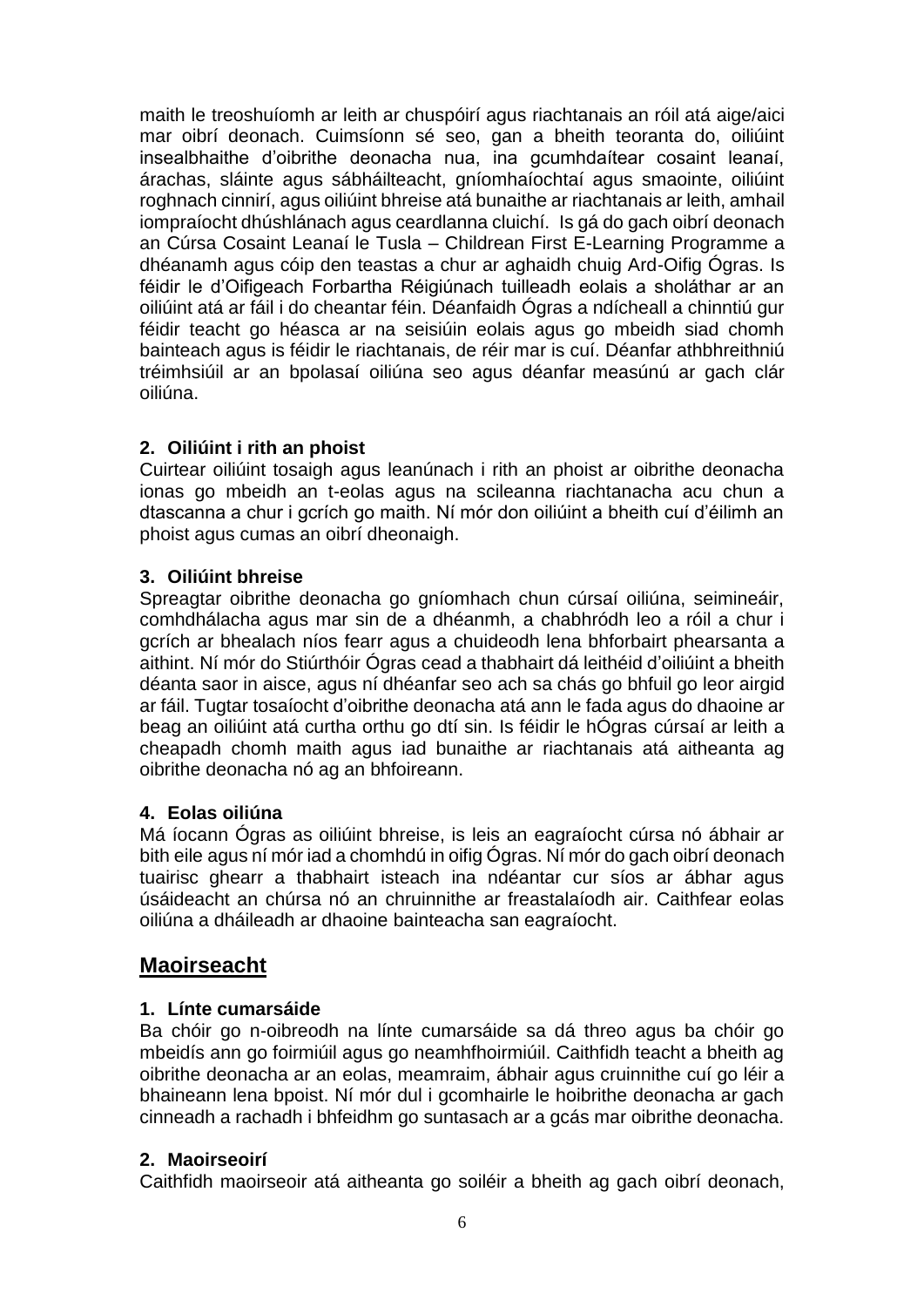maith le treoshuíomh ar leith ar chuspóirí agus riachtanais an róil atá aige/aici mar oibrí deonach. Cuimsíonn sé seo, gan a bheith teoranta do, oiliúint insealbhaithe d'oibrithe deonacha nua, ina gcumhdaítear cosaint leanaí, árachas, sláinte agus sábháilteacht, gníomhaíochtaí agus smaointe, oiliúint roghnach cinnirí, agus oiliúint bhreise atá bunaithe ar riachtanais ar leith, amhail iompraíocht dhúshlánach agus ceardlanna cluichí. Is gá do gach oibrí deonach an Cúrsa Cosaint Leanaí le Tusla – Childrean First E-Learning Programme a dhéanamh agus cóip den teastas a chur ar aghaidh chuig Ard-Oifig Ógras. Is féidir le d'Oifigeach Forbartha Réigiúnach tuilleadh eolais a sholáthar ar an oiliúint atá ar fáil i do cheantar féin. Déanfaidh Ógras a ndícheall a chinntiú gur féidir teacht go héasca ar na seisiúin eolais agus go mbeidh siad chomh bainteach agus is féidir le riachtanais, de réir mar is cuí. Déanfar athbhreithniú tréimhsiúil ar an bpolasaí oiliúna seo agus déanfar measúnú ar gach clár oiliúna.

**2. Oiliúint i rith an phoist**

Cuirtear oiliúint tosaigh agus leanúnach i rith an phoist ar oibrithe deonacha ionas go mbeidh an t-eolas agus na scileanna riachtanacha acu chun a dtascanna a chur i gcrích go maith. Ní mór don oiliúint a bheith cuí d'éilimh an phoist agus cumas an oibrí dheonaigh.

**3. Oiliúint bhreise**

Spreagtar oibrithe deonacha go gníomhach chun cúrsaí oiliúna, seimineáir, comhdhálacha agus mar sin de a dhéanmh, a chabhródh leo a róil a chur i gcrích ar bhealach níos fearr agus a chuideodh lena bhforbairt phearsanta a aithint. Ní mór do Stiúrthóir Ógras cead a thabhairt dá leithéid d'oiliúint a bheith déanta saor in aisce, agus ní dhéanfar seo ach sa chás go bhfuil go leor airgid ar fáil. Tugtar tosaíocht d'oibrithe deonacha atá ann le fada agus do dhaoine ar beag an oiliúint atá curtha orthu go dtí sin. Is féidir le hÓgras cúrsaí ar leith a cheapadh chomh maith agus iad bunaithe ar riachtanais atá aitheanta ag oibrithe deonacha nó ag an bhfoireann.

**4. Eolas oiliúna**

Má íocann Ógras as oiliúint bhreise, is leis an eagraíocht cúrsa nó ábhair ar bith eile agus ní mór iad a chomhdú in oifig Ógras. Ní mór do gach oibrí deonach tuairisc ghearr a thabhairt isteach ina ndéantar cur síos ar ábhar agus úsáideacht an chúrsa nó an chruinnithe ar freastalaíodh air. Caithfear eolas oiliúna a dháileadh ar dhaoine bainteacha san eagraíocht.

## Maoirseacht

**1. Línte cumarsáide**

Ba chóir go n-oibreodh na línte cumarsáide sa dá threo agus ba chóir go mbeidís ann go foirmiúil agus go neamhfhoirmiúil. Caithfidh teacht a bheith ag oibrithe deonacha ar an eolas, meamraim, ábhair agus cruinnithe cuí go léir a bhaineann lena bpoist. Ní mór dul i gcomhairle le hoibrithe deonacha ar gach cinneadh a rachadh i bhfeidhm go suntasach ar a gcás mar oibrithe deonacha.

**2. Maoirseoirí**

Caithfidh maoirseoir atá aitheanta go soiléir a bheith ag gach oibrí deonach,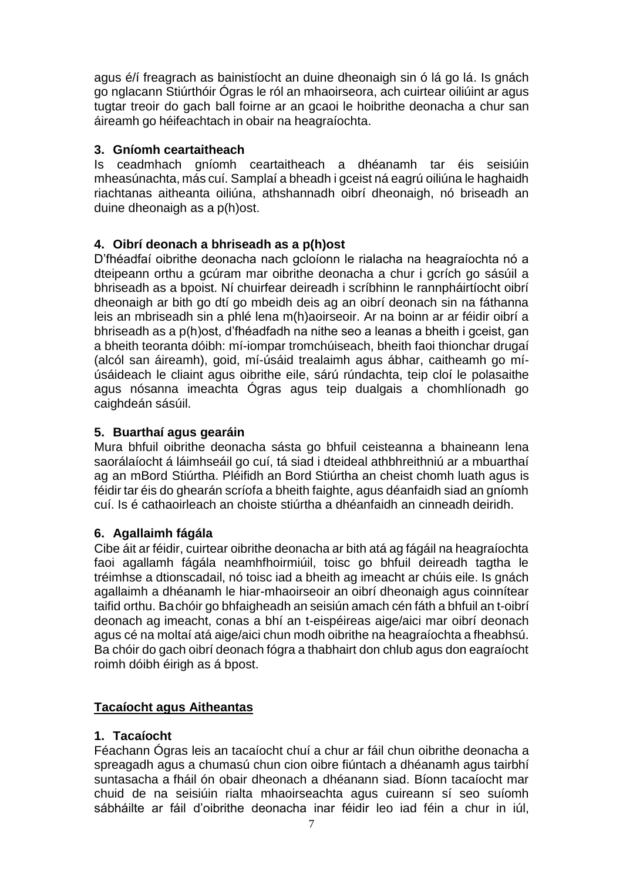agus é/í freagrach as bainistíocht an duine dheonaigh sin ó lá go lá. Is gnách go nglacann Stiúrthóir Ógras le ról an mhaoirseora, ach cuirtear oiliúint ar agus tugtar treoir do gach ball foirne ar an gcaoi le hoibrithe deonacha a chur san áireamh go héifeachtach in obair na heagraíochta.

**3. Gníomh ceartaitheach**

Is ceadmhach gníomh ceartaitheach a dhéanamh tar éis seisiúin mheasúnachta, más cuí. Samplaí a bheadh i gceist ná eagrú oiliúna le haghaidh riachtanas aitheanta oiliúna, athshannadh oibrí dheonaigh, nó briseadh an duine dheonaigh as a p(h)ost.

**4. Oibrí deonach a bhriseadh as a p(h)ost**

D'fhéadfaí oibrithe deonacha nach gcloíonn le rialacha na heagraíochta nó a dteipeann orthu a gcúram mar oibrithe deonacha a chur i gcrích go sásúil a bhriseadh as a bpoist. Ní chuirfear deireadh i scríbhinn le rannpháirtíocht oibrí dheonaigh ar bith go dtí go mbeidh deis ag an oibrí deonach sin na fáthanna leis an mbriseadh sin a phlé lena m(h)aoirseoir. Ar na boinn ar ar féidir oibrí a bhriseadh as a p(h)ost, d'fhéadfadh na nithe seo a leanas a bheith i gceist, gan a bheith teoranta dóibh: mí-iompar tromchúiseach, bheith faoi thionchar drugaí (alcól san áireamh), goid, mí-úsáid trealaimh agus ábhar, caitheamh go mí-úsáideach le cliaint agus oibrithe eile, sárú rúndachta, teip cloí le polasaithe agus nósanna imeachta Ógras agus teip dualgais a chomhlíonadh go caighdeán sásúil.

**5. Buarthaí agus gearáin**

Mura bhfuil oibrithe deonacha sásta go bhfuil ceisteanna a bhaineann lena saorálaíocht á láimhseáil go cuí, tá siad i dteideal athbhreithniú ar a mbuarthaí ag an mBord Stiúrtha. Pléifidh an Bord Stiúrtha an cheist chomh luath agus is féidir tar éis do ghearán scríofa a bheith faighte, agus déanfaidh siad an gníomh cuí. Is é cathaoirleach an choiste stiúrtha a dhéanfaidh an cinneadh deiridh.

**6. Agallaimh fágála**

Cibe áit ar féidir, cuirtear oibrithe deonacha ar bith atá ag fágáil na heagraíochta faoi agallamh fágála neamhfhoirmiúil, toisc go bhfuil deireadh tagtha le tréimhse a dtionscadail, nó toisc iad a bheith ag imeacht ar chúis eile. Is gnách agallaimh a dhéanamh le hiar-mhaoirseoir an oibrí dheonaigh agus coinnítear taifid orthu. Ba chóir go bhfaigheadh an seisiún amach cén fáth a bhfuil an t-oibrí deonach ag imeacht, conas a bhí an t-eispéireas aige/aici mar oibrí deonach agus cé na moltaí atá aige/aici chun modh oibrithe na heagraíochta a fheabhsú. Ba chóir do gach oibrí deonach fógra a thabhairt don chlub agus don eagraíocht roimh dóibh éirigh as á bpost.

## Tacaíocht agus Aitheantas

**1. Tacaíocht**

Féachann Ógras leis an tacaíocht chuí a chur ar fáil chun oibrithe deonacha a spreagadh agus a chumasú chun cion oibre fiúntach a dhéanamh agus tairbhí suntasacha a fháil ón obair dheonach a dhéanann siad. Bíonn tacaíocht mar chuid de na seisiúin rialta mhaoirseachta agus cuireann sí seo suíomh sábháilte ar fáil d'oibrithe deonacha inar féidir leo iad féin a chur in iúl,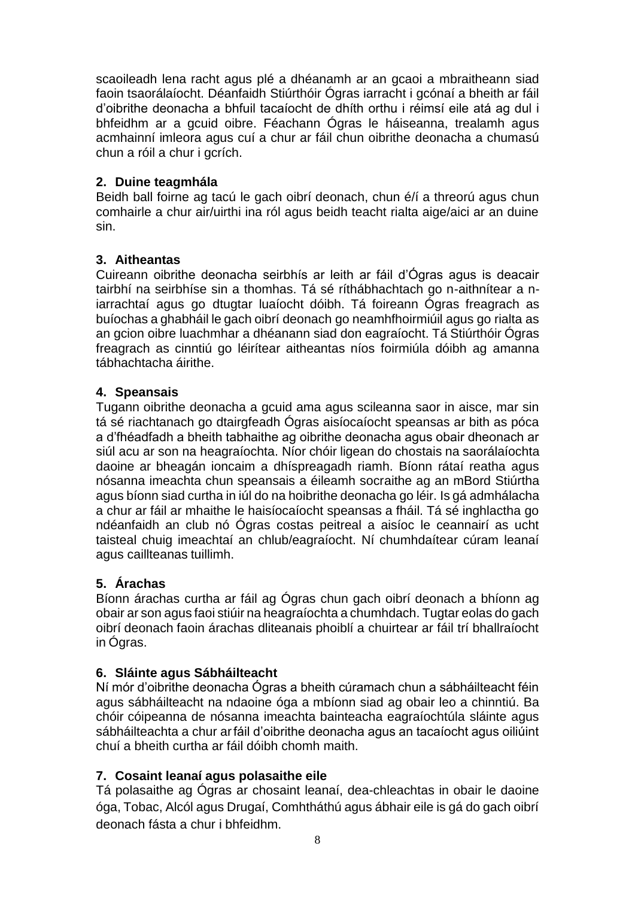scaoileadh lena racht agus plé a dhéanamh ar an gcaoi a mbraitheann siad faoin tsaorálaíocht. Déanfaidh Stiúrthóir Ógras iarracht i gcónaí a bheith ar fáil d'oibrithe deonacha a bhfuil tacaíocht de dhíth orthu i réimsí eile atá ag dul i bhfeidhm ar a gcuid oibre. Féachann Ógras le háiseanna, trealamh agus acmhainní imleora agus cuí a chur ar fáil chun oibrithe deonacha a chumasú chun a róil a chur i gcrích.

### 2. Duine teagmhála

Beidh ball foirne ag tacú le gach oibrí deonach, chun é/í a threorú agus chun comhairle a chur air/uirthi ina ról agus beidh teacht rialta aige/aici ar an duine sin.

### 3. Aitheantas

Cuireann oibrithe deonacha seirbhís ar leith ar fáil d'Ógras agus is deacair tairbhí na seirbhíse sin a thomhas. Tá sé ríthábhachtach go n-aithnítear a n-iarrachtaí agus go dtugtar luaíocht dóibh. Tá foireann Ógras freagrach as buíochas a ghabháil le gach oibrí deonach go neamhfhoirmiúil agus go rialta as an gcion oibre luachmhar a dhéanann siad don eagraíocht. Tá Stiúrthóir Ógras freagrach as cinntiú go léirítear aitheantas níos foirmiúla dóibh ag amanna tábhachtacha áirithe.

### 4. Speansais

Tugann oibrithe deonacha a gcuid ama agus scileanna saor in aisce, mar sin tá sé riachtanach go dtairgfeadh Ógras aisíocaíocht speansas ar bith as póca a d'fhéadfadh a bheith tabhaithe ag oibrithe deonacha agus obair dheonach ar siúl acu ar son na heagraíochta. Níor chóir ligean do chostais na saorálaíochta daoine ar bheagán ioncaim a dhíspreagadh riamh. Bíonn rátaí reatha agus nósanna imeachta chun speansais a éileamh socraithe ag an mBord Stiúrtha agus bíonn siad curtha in iúl do na hoibrithe deonacha go léir. Is gá admhálacha a chur ar fáil ar mhaithe le haisíocaíocht speansas a fháil. Tá sé inghlactha go ndéanfaidh an club nó Ógras costas peitreal a aisíoc le ceannairí as ucht taisteal chuig imeachtaí an chlub/eagraíocht. Ní chumhdaítear cúram leanaí agus caillteanas tuillimh.

### 5. Árachas

Bíonn árachas curtha ar fáil ag Ógras chun gach oibrí deonach a bhíonn ag obair ar son agus faoi stiúir na heagraíochta a chumhdach. Tugtar eolas do gach oibrí deonach faoin árachas dliteanais phoiblí a chuirtear ar fáil trí bhallraíocht in Ógras.

### 6. Sláinte agus Sábháilteacht

Ní mór d'oibrithe deonacha Ógras a bheith cúramach chun a sábháilteacht féin agus sábháilteacht na ndaoine óga a mbíonn siad ag obair leo a chinntiú. Ba chóir cóipeanna de nósanna imeachta bainteacha eagraíochtúla sláinte agus sábháilteachta a chur ar fáil d'oibrithe deonacha agus an tacaíocht agus oiliúint chuí a bheith curtha ar fáil dóibh chomh maith.

### 7. Cosaint leanaí agus polasaithe eile

Tá polasaithe ag Ógras ar chosaint leanaí, dea-chleachtas in obair le daoine óga, Tobac, Alcól agus Drugaí, Comhtháthú agus ábhair eile is gá do gach oibrí deonach fásta a chur i bhfeidhm.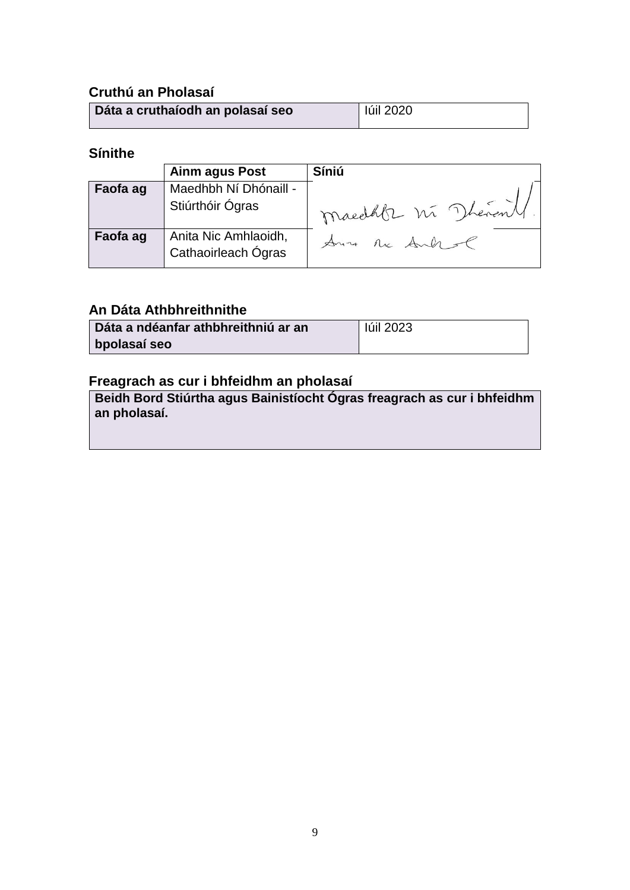### Cruthú an Pholasaí

| | |
|---|---|
| **Dáta a cruthaíodh an polasaí seo** | Iúil 2020 |

### Sínithe

| | **Ainm agus Post** | **Síniú** |
|---|---|---|
| **Faofa ag** | Maedhbh Ní Dhónaill - Stiúrthóir Ógras | Maedhbh Ní Dhónaill |
| **Faofa ag** | Anita Nic Amhlaoidh, Cathaoirleach Ógras | Anita Nic Amhlaoidh |

### An Dáta Athbhreithnithe

| | |
|---|---|
| **Dáta a ndéanfar athbhreithniú ar an bpolasaí seo** | Iúil 2023 |

### Freagrach as cur i bhfeidhm an pholasaí

| |
|---|
| **Beidh Bord Stiúrtha agus Bainistíocht Ógras freagrach as cur i bhfeidhm an pholasaí.** |